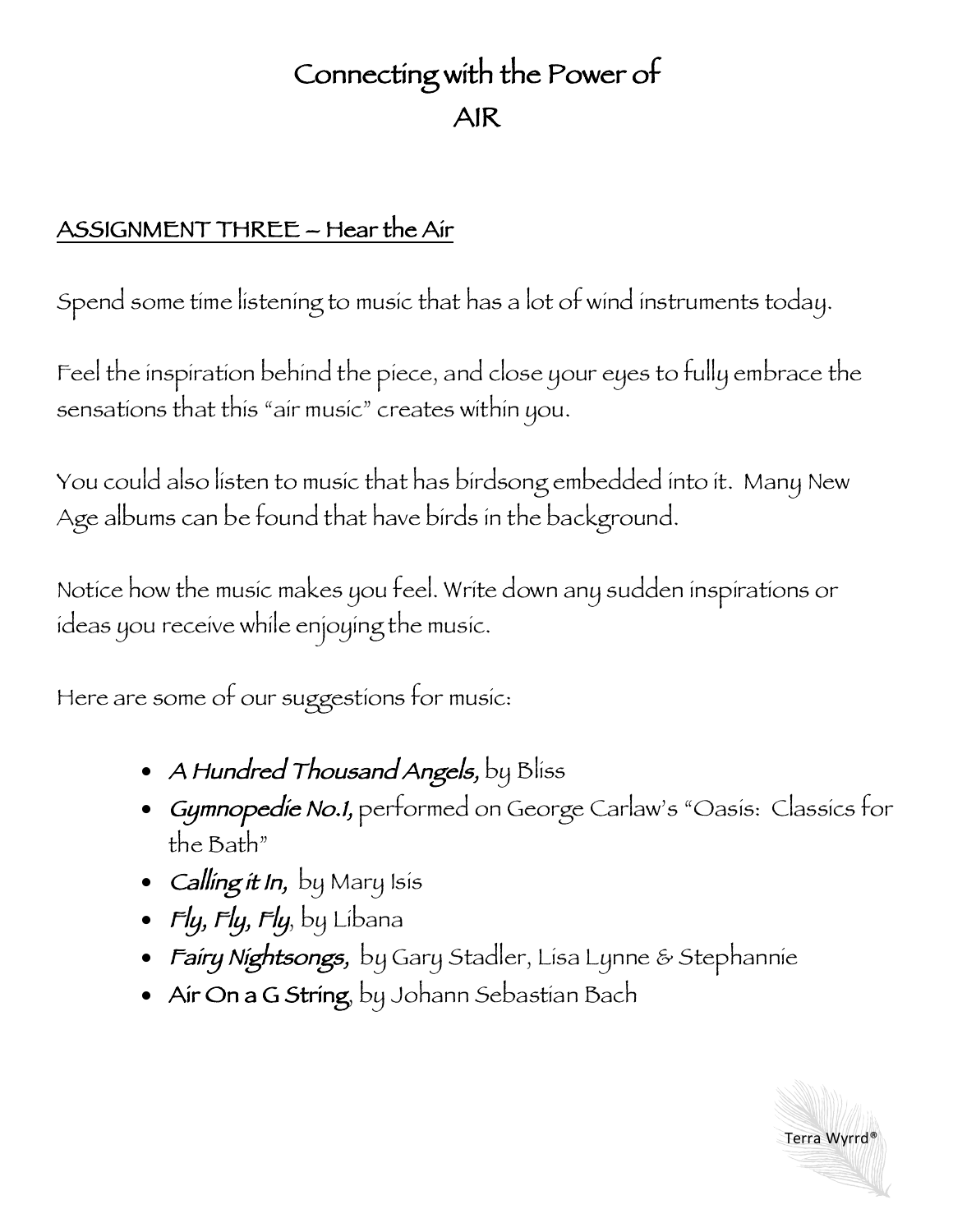# Connecting with the Power of
# AIR

## ASSIGNMENT THREE – Hear the Air

Spend some time listening to music that has a lot of wind instruments today.

Feel the inspiration behind the piece, and close your eyes to fully embrace the sensations that this "air music" creates within you.

You could also listen to music that has birdsong embedded into it. Many New Age albums can be found that have birds in the background.

Notice how the music makes you feel. Write down any sudden inspirations or ideas you receive while enjoying the music.

Here are some of our suggestions for music:

- ***A Hundred Thousand Angels,*** by Bliss
- ***Gymnopedie No.1,*** performed on George Carlaw's "Oasis: Classics for the Bath"
- ***Calling it In,*** by Mary Isis
- ***Fly, Fly, Fly***, by Libana
- ***Fairy Nightsongs,*** by Gary Stadler, Lisa Lynne & Stephannie
- **Air On a G String**, by Johann Sebastian Bach

Terra Wyrrd®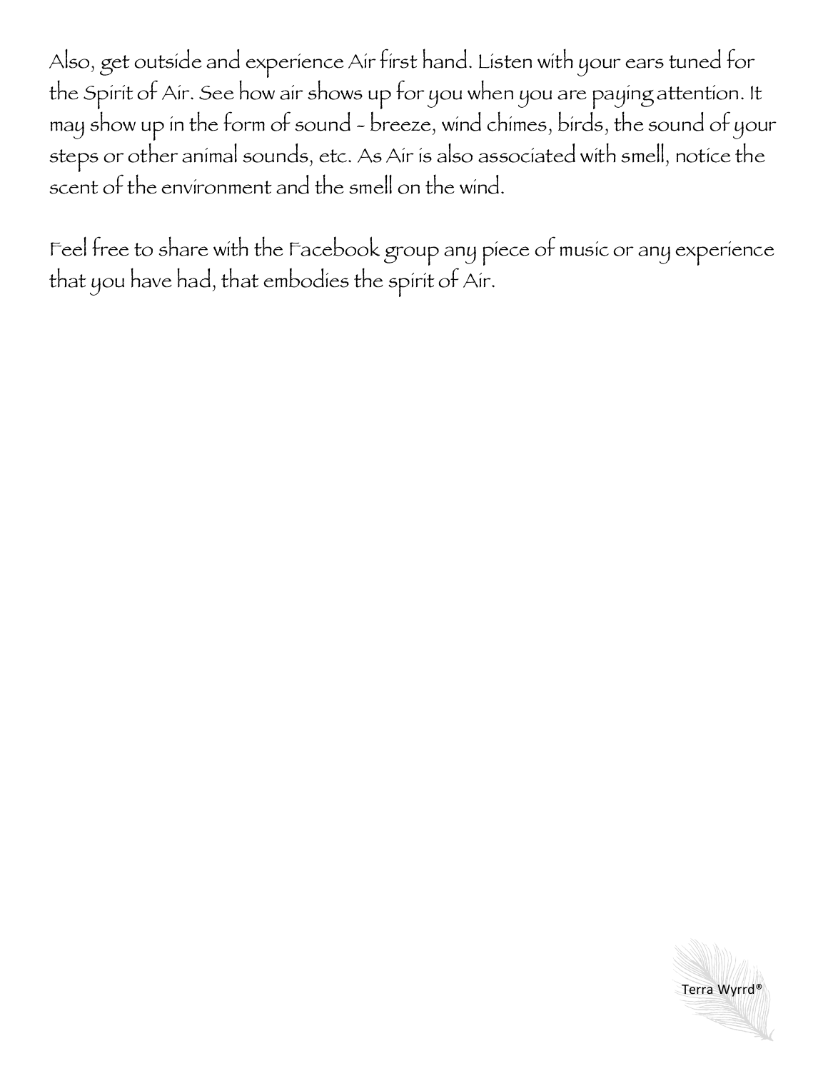Also, get outside and experience Air first hand. Listen with your ears tuned for the Spirit of Air. See how air shows up for you when you are paying attention. It may show up in the form of sound - breeze, wind chimes, birds, the sound of your steps or other animal sounds, etc. As Air is also associated with smell, notice the scent of the environment and the smell on the wind.

Feel free to share with the Facebook group any piece of music or any experience that you have had, that embodies the spirit of Air.